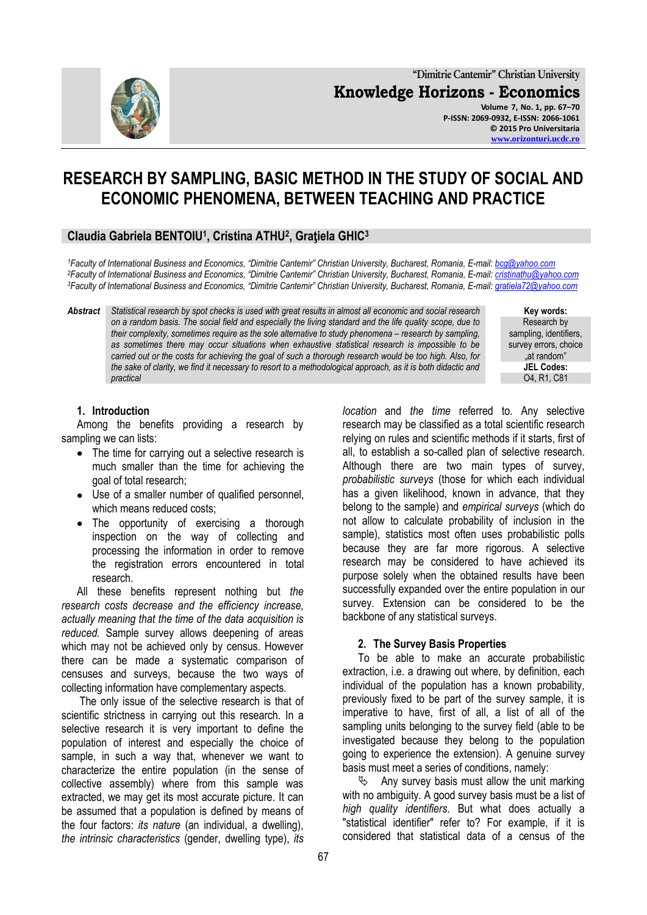# RESEARCH BY SAMPLING, BASIC METHOD IN THE STUDY OF SOCIAL AND ECONOMIC PHENOMENA, BETWEEN TEACHING AND PRACTICE

**Claudia Gabriela BENTOIU[1], Cristina ATHU[2], Graţiela GHIC[3]**

*[1]Faculty of International Business and Economics, "Dimitrie Cantemir" Christian University, Bucharest, Romania, E-mail: bcg@yahoo.com*
*[2]Faculty of International Business and Economics, "Dimitrie Cantemir" Christian University, Bucharest, Romania, E-mail: cristinathu@yahoo.com*
*[3]Faculty of International Business and Economics, "Dimitrie Cantemir" Christian University, Bucharest, Romania, E-mail: gratiela72@yahoo.com*

***Abstract*** *Statistical research by spot checks is used with great results in almost all economic and social research on a random basis. The social field and especially the living standard and the life quality scope, due to their complexity, sometimes require as the sole alternative to study phenomena – research by sampling, as sometimes there may occur situations when exhaustive statistical research is impossible to be carried out or the costs for achieving the goal of such a thorough research would be too high. Also, for the sake of clarity, we find it necessary to resort to a methodological approach, as it is both didactic and practical*

**Key words:** Research by sampling, identifiers, survey errors, choice „at random"

**JEL Codes:** O4, R1, C81

## 1. Introduction

Among the benefits providing a research by sampling we can lists:

- The time for carrying out a selective research is much smaller than the time for achieving the goal of total research;
- Use of a smaller number of qualified personnel, which means reduced costs;
- The opportunity of exercising a thorough inspection on the way of collecting and processing the information in order to remove the registration errors encountered in total research.

All these benefits represent nothing but *the research costs decrease and the efficiency increase, actually meaning that the time of the data acquisition is reduced.* Sample survey allows deepening of areas which may not be achieved only by census. However there can be made a systematic comparison of censuses and surveys, because the two ways of collecting information have complementary aspects.

The only issue of the selective research is that of scientific strictness in carrying out this research. In a selective research it is very important to define the population of interest and especially the choice of sample, in such a way that, whenever we want to characterize the entire population (in the sense of collective assembly) where from this sample was extracted, we may get its most accurate picture. It can be assumed that a population is defined by means of the four factors: *its nature* (an individual, a dwelling), *the intrinsic characteristics* (gender, dwelling type), *its location* and *the time* referred to. Any selective research may be classified as a total scientific research relying on rules and scientific methods if it starts, first of all, to establish a so-called plan of selective research. Although there are two main types of survey, *probabilistic surveys* (those for which each individual has a given likelihood, known in advance, that they belong to the sample) and *empirical surveys* (which do not allow to calculate probability of inclusion in the sample), statistics most often uses probabilistic polls because they are far more rigorous. A selective research may be considered to have achieved its purpose solely when the obtained results have been successfully expanded over the entire population in our survey. Extension can be considered to be the backbone of any statistical surveys.

## 2. The Survey Basis Properties

To be able to make an accurate probabilistic extraction, i.e. a drawing out where, by definition, each individual of the population has a known probability, previously fixed to be part of the survey sample, it is imperative to have, first of all, a list of all of the sampling units belonging to the survey field (able to be investigated because they belong to the population going to experience the extension). A genuine survey basis must meet a series of conditions, namely:

- Any survey basis must allow the unit marking with no ambiguity. A good survey basis must be a list of *high quality identifiers*. But what does actually a "statistical identifier" refer to? For example, if it is considered that statistical data of a census of the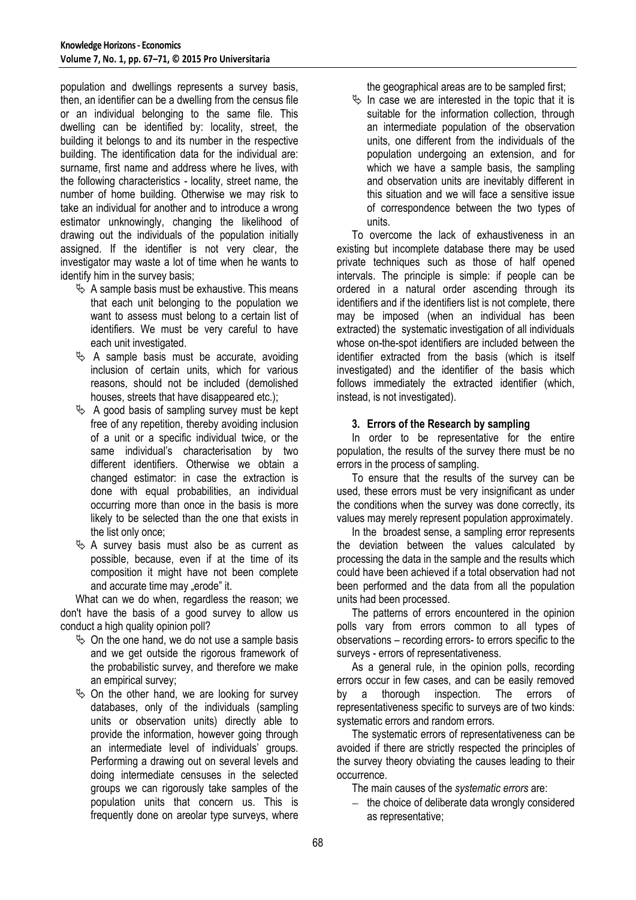population and dwellings represents a survey basis, then, an identifier can be a dwelling from the census file or an individual belonging to the same file. This dwelling can be identified by: locality, street, the building it belongs to and its number in the respective building. The identification data for the individual are: surname, first name and address where he lives, with the following characteristics - locality, street name, the number of home building. Otherwise we may risk to take an individual for another and to introduce a wrong estimator unknowingly, changing the likelihood of drawing out the individuals of the population initially assigned. If the identifier is not very clear, the investigator may waste a lot of time when he wants to identify him in the survey basis;

- A sample basis must be exhaustive. This means that each unit belonging to the population we want to assess must belong to a certain list of identifiers. We must be very careful to have each unit investigated.
- A sample basis must be accurate, avoiding inclusion of certain units, which for various reasons, should not be included (demolished houses, streets that have disappeared etc.);
- A good basis of sampling survey must be kept free of any repetition, thereby avoiding inclusion of a unit or a specific individual twice, or the same individual's characterisation by two different identifiers. Otherwise we obtain a changed estimator: in case the extraction is done with equal probabilities, an individual occurring more than once in the basis is more likely to be selected than the one that exists in the list only once;
- A survey basis must also be as current as possible, because, even if at the time of its composition it might have not been complete and accurate time may „erode" it.

What can we do when, regardless the reason; we don't have the basis of a good survey to allow us conduct a high quality opinion poll?

- On the one hand, we do not use a sample basis and we get outside the rigorous framework of the probabilistic survey, and therefore we make an empirical survey;
- On the other hand, we are looking for survey databases, only of the individuals (sampling units or observation units) directly able to provide the information, however going through an intermediate level of individuals' groups. Performing a drawing out on several levels and doing intermediate censuses in the selected groups we can rigorously take samples of the population units that concern us. This is frequently done on areolar type surveys, where the geographical areas are to be sampled first;
- In case we are interested in the topic that it is suitable for the information collection, through an intermediate population of the observation units, one different from the individuals of the population undergoing an extension, and for which we have a sample basis, the sampling and observation units are inevitably different in this situation and we will face a sensitive issue of correspondence between the two types of units.

To overcome the lack of exhaustiveness in an existing but incomplete database there may be used private techniques such as those of half opened intervals. The principle is simple: if people can be ordered in a natural order ascending through its identifiers and if the identifiers list is not complete, there may be imposed (when an individual has been extracted) the systematic investigation of all individuals whose on-the-spot identifiers are included between the identifier extracted from the basis (which is itself investigated) and the identifier of the basis which follows immediately the extracted identifier (which, instead, is not investigated).

## 3. Errors of the Research by sampling

In order to be representative for the entire population, the results of the survey there must be no errors in the process of sampling.

To ensure that the results of the survey can be used, these errors must be very insignificant as under the conditions when the survey was done correctly, its values may merely represent population approximately.

In the broadest sense, a sampling error represents the deviation between the values calculated by processing the data in the sample and the results which could have been achieved if a total observation had not been performed and the data from all the population units had been processed.

The patterns of errors encountered in the opinion polls vary from errors common to all types of observations – recording errors- to errors specific to the surveys - errors of representativeness.

As a general rule, in the opinion polls, recording errors occur in few cases, and can be easily removed by a thorough inspection. The errors of representativeness specific to surveys are of two kinds: systematic errors and random errors.

The systematic errors of representativeness can be avoided if there are strictly respected the principles of the survey theory obviating the causes leading to their occurrence.

The main causes of the *systematic errors* are:

- the choice of deliberate data wrongly considered as representative;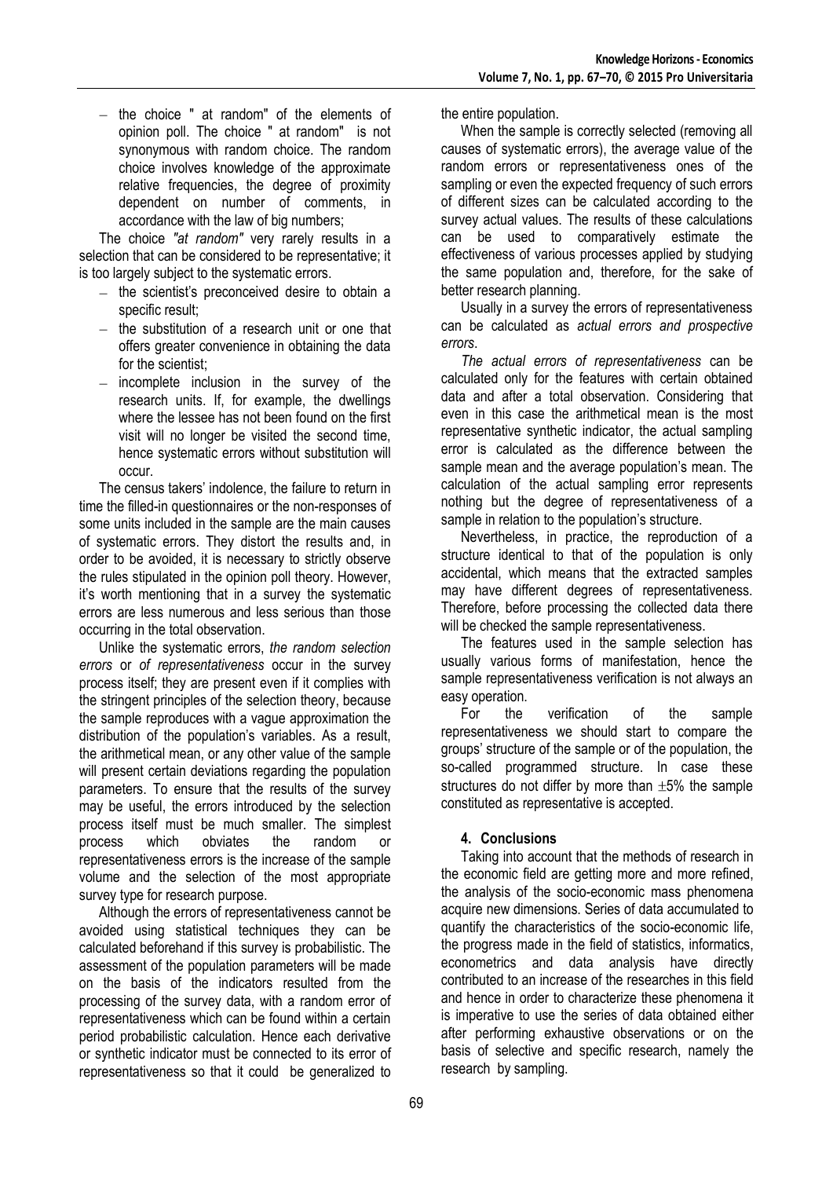- the choice " at random" of the elements of opinion poll. The choice " at random" is not synonymous with random choice. The random choice involves knowledge of the approximate relative frequencies, the degree of proximity dependent on number of comments, in accordance with the law of big numbers;

The choice *"at random"* very rarely results in a selection that can be considered to be representative; it is too largely subject to the systematic errors.

- the scientist's preconceived desire to obtain a specific result;
- the substitution of a research unit or one that offers greater convenience in obtaining the data for the scientist;
- incomplete inclusion in the survey of the research units. If, for example, the dwellings where the lessee has not been found on the first visit will no longer be visited the second time, hence systematic errors without substitution will occur.

The census takers' indolence, the failure to return in time the filled-in questionnaires or the non-responses of some units included in the sample are the main causes of systematic errors. They distort the results and, in order to be avoided, it is necessary to strictly observe the rules stipulated in the opinion poll theory. However, it's worth mentioning that in a survey the systematic errors are less numerous and less serious than those occurring in the total observation.

Unlike the systematic errors, *the random selection errors* or *of representativeness* occur in the survey process itself; they are present even if it complies with the stringent principles of the selection theory, because the sample reproduces with a vague approximation the distribution of the population's variables. As a result, the arithmetical mean, or any other value of the sample will present certain deviations regarding the population parameters. To ensure that the results of the survey may be useful, the errors introduced by the selection process itself must be much smaller. The simplest process which obviates the random or representativeness errors is the increase of the sample volume and the selection of the most appropriate survey type for research purpose.

Although the errors of representativeness cannot be avoided using statistical techniques they can be calculated beforehand if this survey is probabilistic. The assessment of the population parameters will be made on the basis of the indicators resulted from the processing of the survey data, with a random error of representativeness which can be found within a certain period probabilistic calculation. Hence each derivative or synthetic indicator must be connected to its error of representativeness so that it could be generalized to the entire population.

When the sample is correctly selected (removing all causes of systematic errors), the average value of the random errors or representativeness ones of the sampling or even the expected frequency of such errors of different sizes can be calculated according to the survey actual values. The results of these calculations can be used to comparatively estimate the effectiveness of various processes applied by studying the same population and, therefore, for the sake of better research planning.

Usually in a survey the errors of representativeness can be calculated as *actual errors and prospective errors*.

*The actual errors of representativeness* can be calculated only for the features with certain obtained data and after a total observation. Considering that even in this case the arithmetical mean is the most representative synthetic indicator, the actual sampling error is calculated as the difference between the sample mean and the average population's mean. The calculation of the actual sampling error represents nothing but the degree of representativeness of a sample in relation to the population's structure.

Nevertheless, in practice, the reproduction of a structure identical to that of the population is only accidental, which means that the extracted samples may have different degrees of representativeness. Therefore, before processing the collected data there will be checked the sample representativeness.

The features used in the sample selection has usually various forms of manifestation, hence the sample representativeness verification is not always an easy operation.

For the verification of the sample representativeness we should start to compare the groups' structure of the sample or of the population, the so-called programmed structure. In case these structures do not differ by more than $\pm 5\%$ the sample constituted as representative is accepted.

## 4. Conclusions

Taking into account that the methods of research in the economic field are getting more and more refined, the analysis of the socio-economic mass phenomena acquire new dimensions. Series of data accumulated to quantify the characteristics of the socio-economic life, the progress made in the field of statistics, informatics, econometrics and data analysis have directly contributed to an increase of the researches in this field and hence in order to characterize these phenomena it is imperative to use the series of data obtained either after performing exhaustive observations or on the basis of selective and specific research, namely the research by sampling.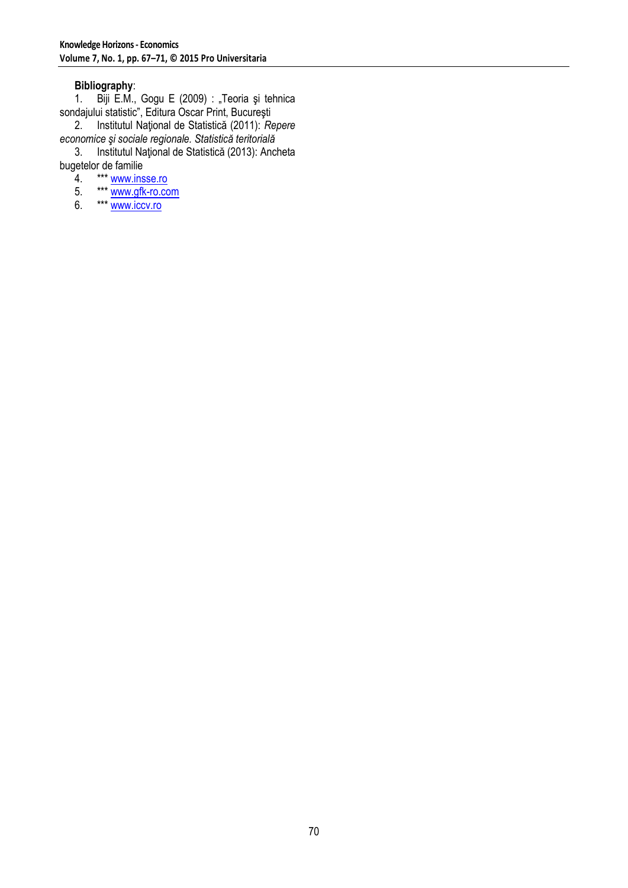**Bibliography**:

1. Biji E.M., Gogu E (2009) : „Teoria şi tehnica sondajului statistic", Editura Oscar Print, Bucureşti
2. Institutul Naţional de Statistică (2011): *Repere economice şi sociale regionale. Statistică teritorială*
3. Institutul Naţional de Statistică (2013): Ancheta bugetelor de familie
4. *** www.insse.ro
5. *** www.gfk-ro.com
6. *** www.iccv.ro